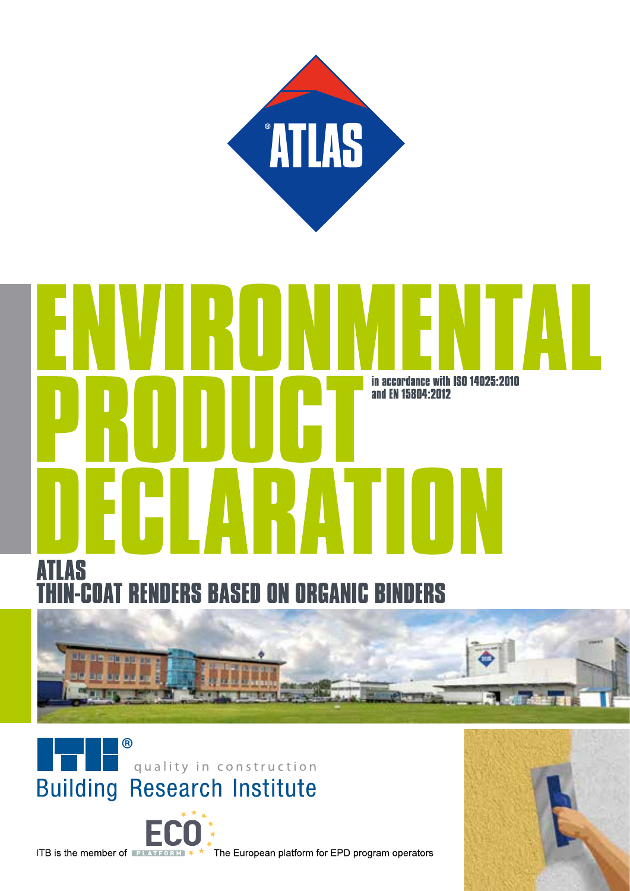ATLAS

# ENVIRONMENTAL PRODUCT DECLARATION

in accordance with ISO 14025:2010 and EN 15804:2012

## ATLAS THIN-COAT RENDERS BASED ON ORGANIC BINDERS

ITB quality in construction
Building Research Institute

ITB is the member of ECO PLATFORM The European platform for EPD program operators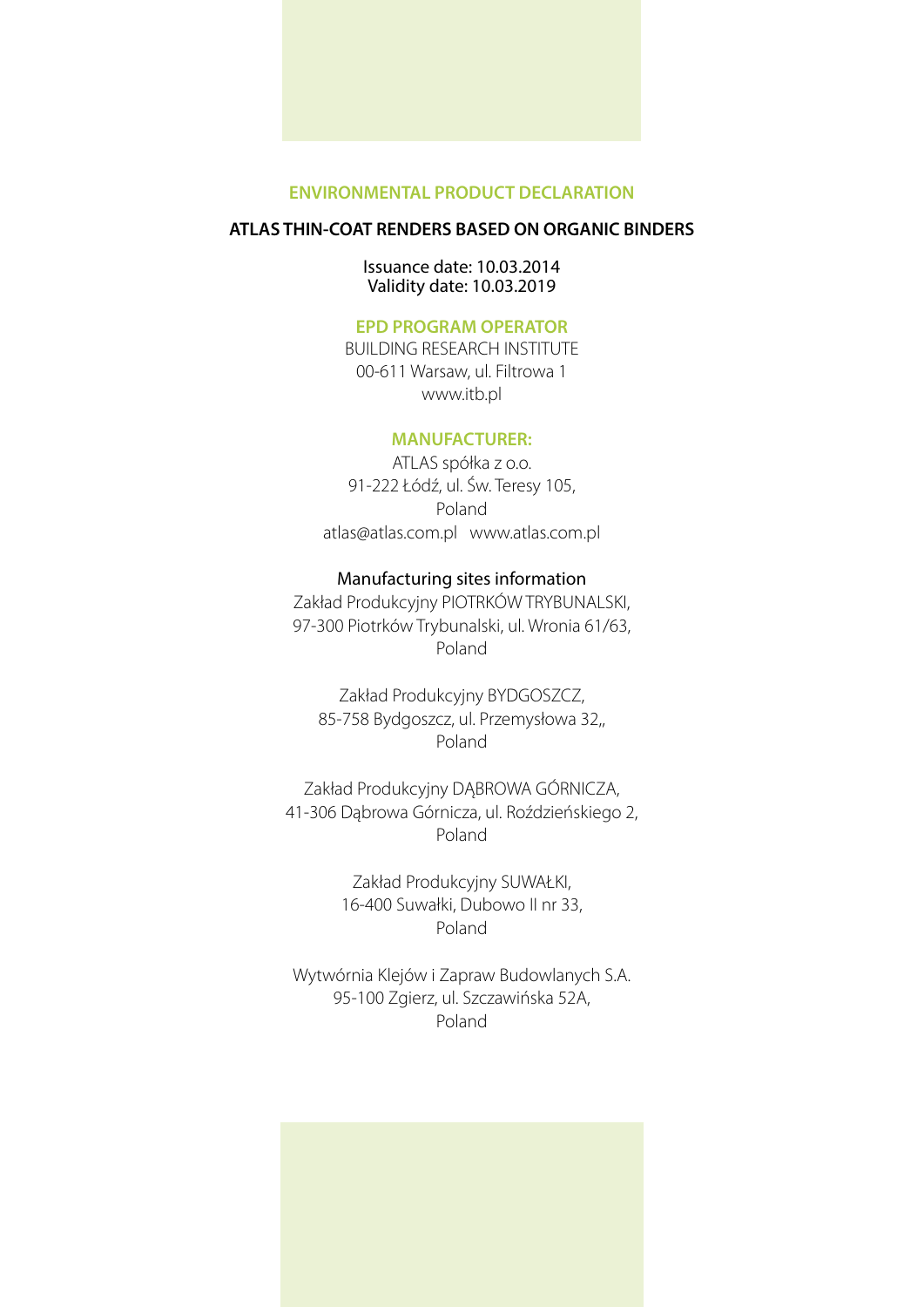## ENVIRONMENTAL PRODUCT DECLARATION

**ATLAS THIN-COAT RENDERS BASED ON ORGANIC BINDERS**

Issuance date: 10.03.2014
Validity date: 10.03.2019

### EPD PROGRAM OPERATOR

BUILDING RESEARCH INSTITUTE
00-611 Warsaw, ul. Filtrowa 1
www.itb.pl

### MANUFACTURER:

ATLAS spółka z o.o.
91-222 Łódź, ul. Św. Teresy 105,
Poland
atlas@atlas.com.pl   www.atlas.com.pl

Manufacturing sites information

Zakład Produkcyjny PIOTRKÓW TRYBUNALSKI,
97-300 Piotrków Trybunalski, ul. Wronia 61/63,
Poland

Zakład Produkcyjny BYDGOSZCZ,
85-758 Bydgoszcz, ul. Przemysłowa 32,,
Poland

Zakład Produkcyjny DĄBROWA GÓRNICZA,
41-306 Dąbrowa Górnicza, ul. Roździeńskiego 2,
Poland

Zakład Produkcyjny SUWAŁKI,
16-400 Suwałki, Dubowo II nr 33,
Poland

Wytwórnia Klejów i Zapraw Budowlanych S.A.
95-100 Zgierz, ul. Szczawińska 52A,
Poland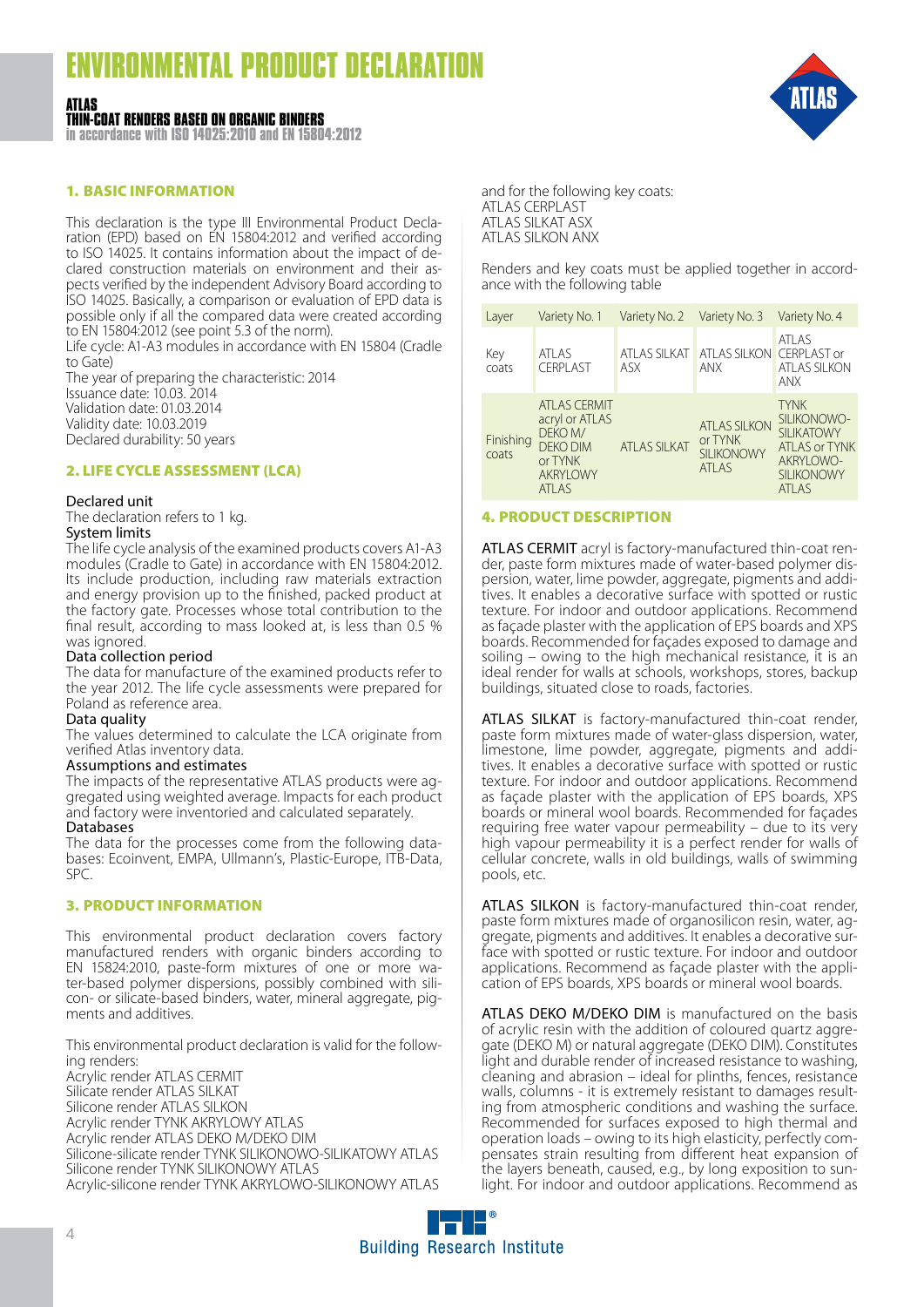# ENVIRONMENTAL PRODUCT DECLARATION

**ATLAS**
**THIN-COAT RENDERS BASED ON ORGANIC BINDERS**
**in accordance with ISO 14025:2010 and EN 15804:2012**

## 1. BASIC INFORMATION

This declaration is the type III Environmental Product Declaration (EPD) based on EN 15804:2012 and verified according to ISO 14025. It contains information about the impact of declared construction materials on environment and their aspects verified by the independent Advisory Board according to ISO 14025. Basically, a comparison or evaluation of EPD data is possible only if all the compared data were created according to EN 15804:2012 (see point 5.3 of the norm).

Life cycle: A1-A3 modules in accordance with EN 15804 (Cradle to Gate)

The year of preparing the characteristic: 2014

Issuance date: 10.03. 2014

Validation date: 01.03.2014

Validity date: 10.03.2019

Declared durability: 50 years

## 2. LIFE CYCLE ASSESSMENT (LCA)

**Declared unit**

The declaration refers to 1 kg.

**System limits**

The life cycle analysis of the examined products covers A1-A3 modules (Cradle to Gate) in accordance with EN 15804:2012. Its include production, including raw materials extraction and energy provision up to the finished, packed product at the factory gate. Processes whose total contribution to the final result, according to mass looked at, is less than 0.5 % was ignored.

**Data collection period**

The data for manufacture of the examined products refer to the year 2012. The life cycle assessments were prepared for Poland as reference area.

**Data quality**

The values determined to calculate the LCA originate from verified Atlas inventory data.

**Assumptions and estimates**

The impacts of the representative ATLAS products were aggregated using weighted average. Impacts for each product and factory were inventoried and calculated separately.

**Databases**

The data for the processes come from the following databases: Ecoinvent, EMPA, Ullmann's, Plastic-Europe, ITB-Data, SPC.

## 3. PRODUCT INFORMATION

This environmental product declaration covers factory manufactured renders with organic binders according to EN 15824:2010, paste-form mixtures of one or more water-based polymer dispersions, possibly combined with silicon- or silicate-based binders, water, mineral aggregate, pigments and additives.

This environmental product declaration is valid for the following renders:

Acrylic render ATLAS CERMIT
Silicate render ATLAS SILKAT
Silicone render ATLAS SILKON
Acrylic render TYNK AKRYLOWY ATLAS
Acrylic render ATLAS DEKO M/DEKO DIM
Silicone-silicate render TYNK SILIKONOWO-SILIKATOWY ATLAS
Silicone render TYNK SILIKONOWY ATLAS
Acrylic-silicone render TYNK AKRYLOWO-SILIKONOWY ATLAS

and for the following key coats:

ATLAS CERPLAST
ATLAS SILKAT ASX
ATLAS SILKON ANX

Renders and key coats must be applied together in accordance with the following table

| Layer | Variety No. 1 | Variety No. 2 | Variety No. 3 | Variety No. 4 |
|---|---|---|---|---|
| Key coats | ATLAS CERPLAST | ATLAS SILKAT ASX | ATLAS SILKON ANX | ATLAS CERPLAST or ATLAS SILKON ANX |
| Finishing coats | ATLAS CERMIT acryl or ATLAS DEKO M/ DEKO DIM or TYNK AKRYLOWY ATLAS | ATLAS SILKAT | ATLAS SILKON or TYNK SILIKONOWY ATLAS | TYNK SILIKONOWO-SILIKATOWY ATLAS or TYNK AKRYLOWO-SILIKONOWY ATLAS |

## 4. PRODUCT DESCRIPTION

ATLAS CERMIT acryl is factory-manufactured thin-coat render, paste form mixtures made of water-based polymer dispersion, water, lime powder, aggregate, pigments and additives. It enables a decorative surface with spotted or rustic texture. For indoor and outdoor applications. Recommend as façade plaster with the application of EPS boards and XPS boards. Recommended for façades exposed to damage and soiling – owing to the high mechanical resistance, it is an ideal render for walls at schools, workshops, stores, backup buildings, situated close to roads, factories.

ATLAS SILKAT is factory-manufactured thin-coat render, paste form mixtures made of water-glass dispersion, water, limestone, lime powder, aggregate, pigments and additives. It enables a decorative surface with spotted or rustic texture. For indoor and outdoor applications. Recommend as façade plaster with the application of EPS boards, XPS boards or mineral wool boards. Recommended for façades requiring free water vapour permeability – due to its very high vapour permeability it is a perfect render for walls of cellular concrete, walls in old buildings, walls of swimming pools, etc.

ATLAS SILKON is factory-manufactured thin-coat render, paste form mixtures made of organosilicon resin, water, aggregate, pigments and additives. It enables a decorative surface with spotted or rustic texture. For indoor and outdoor applications. Recommend as façade plaster with the application of EPS boards, XPS boards or mineral wool boards.

ATLAS DEKO M/DEKO DIM is manufactured on the basis of acrylic resin with the addition of coloured quartz aggregate (DEKO M) or natural aggregate (DEKO DIM). Constitutes light and durable render of increased resistance to washing, cleaning and abrasion – ideal for plinths, fences, resistance walls, columns - it is extremely resistant to damages resulting from atmospheric conditions and washing the surface. Recommended for surfaces exposed to high thermal and operation loads – owing to its high elasticity, perfectly compensates strain resulting from different heat expansion of the layers beneath, caused, e.g., by long exposition to sunlight. For indoor and outdoor applications. Recommend as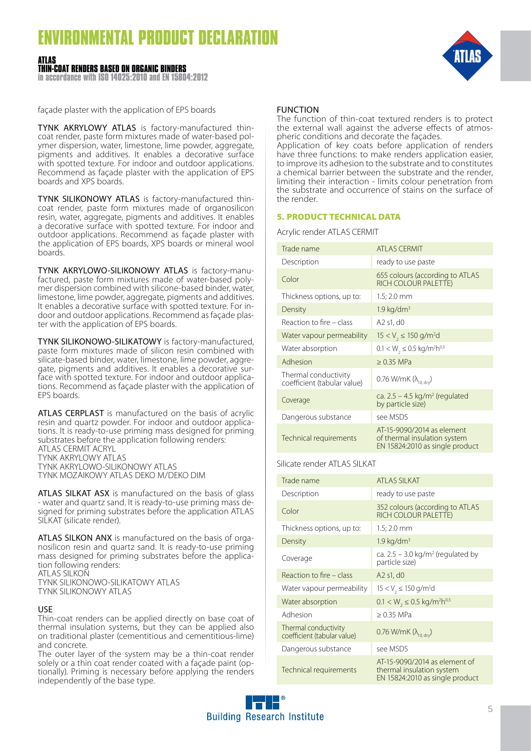façade plaster with the application of EPS boards

TYNK AKRYLOWY ATLAS is factory-manufactured thin-coat render, paste form mixtures made of water-based polymer dispersion, water, limestone, lime powder, aggregate, pigments and additives. It enables a decorative surface with spotted texture. For indoor and outdoor applications. Recommend as façade plaster with the application of EPS boards and XPS boards.

TYNK SILIKONOWY ATLAS is factory-manufactured thin-coat render, paste form mixtures made of organosilicon resin, water, aggregate, pigments and additives. It enables a decorative surface with spotted texture. For indoor and outdoor applications. Recommend as façade plaster with the application of EPS boards, XPS boards or mineral wool boards.

TYNK AKRYLOWO-SILIKONOWY ATLAS is factory-manufactured, paste form mixtures made of water-based polymer dispersion combined with silicone-based binder, water, limestone, lime powder, aggregate, pigments and additives. It enables a decorative surface with spotted texture. For indoor and outdoor applications. Recommend as façade plaster with the application of EPS boards.

TYNK SILIKONOWO-SILIKATOWY is factory-manufactured, paste form mixtures made of silicon resin combined with silicate-based binder, water, limestone, lime powder, aggregate, pigments and additives. It enables a decorative surface with spotted texture. For indoor and outdoor applications. Recommend as façade plaster with the application of EPS boards.

ATLAS CERPLAST is manufactured on the basis of acrylic resin and quartz powder. For indoor and outdoor applications. It is ready-to-use priming mass designed for priming substrates before the application following renders:
ATLAS CERMIT ACRYL
TYNK AKRYLOWY ATLAS
TYNK AKRYLOWO-SILIKONOWY ATLAS
TYNK MOZAIKOWY ATLAS DEKO M/DEKO DIM

ATLAS SILKAT ASX is manufactured on the basis of glass - water and quartz sand. It is ready-to-use priming mass designed for priming substrates before the application ATLAS SILKAT (silicate render).

ATLAS SILKON ANX is manufactured on the basis of organosilicon resin and quartz sand. It is ready-to-use priming mass designed for priming substrates before the application following renders:
ATLAS SILKON
TYNK SILIKONOWO-SILIKATOWY ATLAS
TYNK SILIKONOWY ATLAS

USE

Thin-coat renders can be applied directly on base coat of thermal insulation systems, but they can be applied also on traditional plaster (cementitious and cementitious-lime) and concrete.
The outer layer of the system may be a thin-coat render solely or a thin coat render coated with a façade paint (optionally). Priming is necessary before applying the renders independently of the base type.

FUNCTION

The function of thin-coat textured renders is to protect the external wall against the adverse effects of atmospheric conditions and decorate the façades.
Application of key coats before application of renders have three functions: to make renders application easier, to improve its adhesion to the substrate and to constitutes a chemical barrier between the substrate and the render, limiting their interaction - limits colour penetration from the substrate and occurrence of stains on the surface of the render.

## 5. PRODUCT TECHNICAL DATA

Acrylic render ATLAS CERMIT

| Trade name | ATLAS CERMIT |
|---|---|
| Description | ready to use paste |
| Color | 655 colours (according to ATLAS RICH COLOUR PALETTE) |
| Thickness options, up to: | 1.5; 2.0 mm |
| Density | 1.9 kg/dm$^3$ |
| Reaction to fire – class | A2 s1, d0 |
| Water vapour permeability | $15 < V_2 \leq 150$ g/m$^2$d |
| Water absorption | $0.1 < W_2 \leq 0.5$ kg/m$^2$h$^{0.5}$ |
| Adhesion | ≥ 0.35 MPa |
| Thermal conductivity coefficient (tabular value) | 0.76 W/mK ($\lambda_{10, dry}$) |
| Coverage | ca. 2.5 – 4.5 kg/m$^2$ (regulated by particle size) |
| Dangerous substance | see MSDS |
| Technical requirements | AT-15-9090/2014 as element of thermal insulation system EN 15824:2010 as single product |

Silicate render ATLAS SILKAT

| Trade name | ATLAS SILKAT |
|---|---|
| Description | ready to use paste |
| Color | 352 colours (according to ATLAS RICH COLOUR PALETTE) |
| Thickness options, up to: | 1.5; 2.0 mm |
| Density | 1.9 kg/dm$^3$ |
| Coverage | ca. 2.5 – 3.0 kg/m$^2$ (regulated by particle size) |
| Reaction to fire – class | A2 s1, d0 |
| Water vapour permeability | $15 < V_2 \leq 150$ g/m$^2$d |
| Water absorption | $0.1 < W_2 \leq 0.5$ kg/m$^2$h$^{0.5}$ |
| Adhesion | ≥ 0.35 MPa |
| Thermal conductivity coefficient (tabular value) | 0.76 W/mK ($\lambda_{10, dry}$) |
| Dangerous substance | see MSDS |
| Technical requirements | AT-15-9090/2014 as element of thermal insulation system EN 15824:2010 as single product |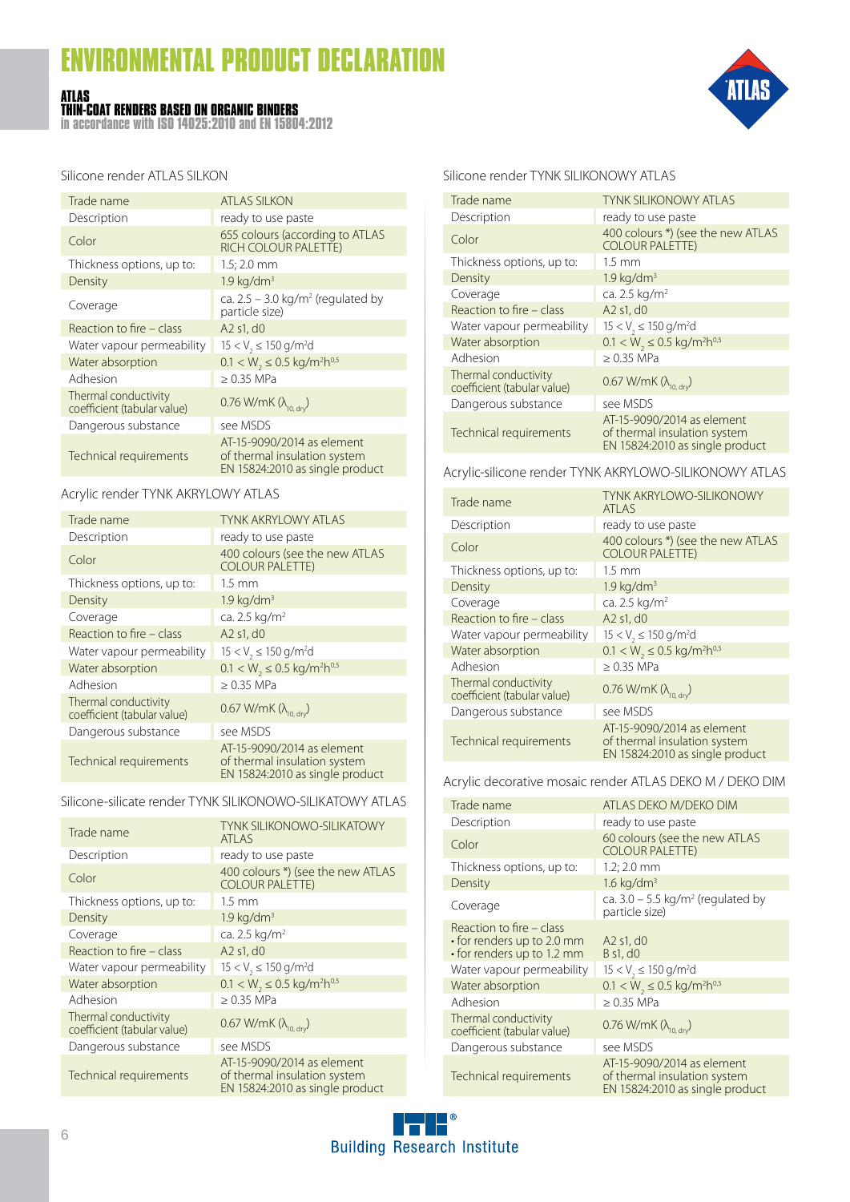# ENVIRONMENTAL PRODUCT DECLARATION

**ATLAS**
**THIN-COAT RENDERS BASED ON ORGANIC BINDERS**
**in accordance with ISO 14025:2010 and EN 15804:2012**

Silicone render ATLAS SILKON

| Trade name | ATLAS SILKON |
|---|---|
| Description | ready to use paste |
| Color | 655 colours (according to ATLAS RICH COLOUR PALETTE) |
| Thickness options, up to: | 1.5; 2.0 mm |
| Density | 1.9 kg/dm$^3$ |
| Coverage | ca. 2.5 – 3.0 kg/m$^2$ (regulated by particle size) |
| Reaction to fire – class | A2 s1, d0 |
| Water vapour permeability | $15 < V_2 \leq 150$ g/m$^2$d |
| Water absorption | $0.1 < W_2 \leq 0.5$ kg/m$^2$h$^{0.5}$ |
| Adhesion | ≥ 0.35 MPa |
| Thermal conductivity coefficient (tabular value) | 0.76 W/mK ($\lambda_{10, dry}$) |
| Dangerous substance | see MSDS |
| Technical requirements | AT-15-9090/2014 as element of thermal insulation system EN 15824:2010 as single product |

Acrylic render TYNK AKRYLOWY ATLAS

| Trade name | TYNK AKRYLOWY ATLAS |
|---|---|
| Description | ready to use paste |
| Color | 400 colours (see the new ATLAS COLOUR PALETTE) |
| Thickness options, up to: | 1.5 mm |
| Density | 1.9 kg/dm$^3$ |
| Coverage | ca. 2.5 kg/m$^2$ |
| Reaction to fire – class | A2 s1, d0 |
| Water vapour permeability | $15 < V_2 \leq 150$ g/m$^2$d |
| Water absorption | $0.1 < W_2 \leq 0.5$ kg/m$^2$h$^{0.5}$ |
| Adhesion | ≥ 0.35 MPa |
| Thermal conductivity coefficient (tabular value) | 0.67 W/mK ($\lambda_{10, dry}$) |
| Dangerous substance | see MSDS |
| Technical requirements | AT-15-9090/2014 as element of thermal insulation system EN 15824:2010 as single product |

Silicone-silicate render TYNK SILIKONOWO-SILIKATOWY ATLAS

| Trade name | TYNK SILIKONOWO-SILIKATOWY ATLAS |
|---|---|
| Description | ready to use paste |
| Color | 400 colours *) (see the new ATLAS COLOUR PALETTE) |
| Thickness options, up to: | 1.5 mm |
| Density | 1.9 kg/dm$^3$ |
| Coverage | ca. 2.5 kg/m$^2$ |
| Reaction to fire – class | A2 s1, d0 |
| Water vapour permeability | $15 < V_2 \leq 150$ g/m$^2$d |
| Water absorption | $0.1 < W_2 \leq 0.5$ kg/m$^2$h$^{0.5}$ |
| Adhesion | ≥ 0.35 MPa |
| Thermal conductivity coefficient (tabular value) | 0.67 W/mK ($\lambda_{10, dry}$) |
| Dangerous substance | see MSDS |
| Technical requirements | AT-15-9090/2014 as element of thermal insulation system EN 15824:2010 as single product |

Silicone render TYNK SILIKONOWY ATLAS

| Trade name | TYNK SILIKONOWY ATLAS |
|---|---|
| Description | ready to use paste |
| Color | 400 colours *) (see the new ATLAS COLOUR PALETTE) |
| Thickness options, up to: | 1.5 mm |
| Density | 1.9 kg/dm$^3$ |
| Coverage | ca. 2.5 kg/m$^2$ |
| Reaction to fire – class | A2 s1, d0 |
| Water vapour permeability | $15 < V_2 \leq 150$ g/m$^2$d |
| Water absorption | $0.1 < W_2 \leq 0.5$ kg/m$^2$h$^{0.5}$ |
| Adhesion | ≥ 0.35 MPa |
| Thermal conductivity coefficient (tabular value) | 0.67 W/mK ($\lambda_{10, dry}$) |
| Dangerous substance | see MSDS |
| Technical requirements | AT-15-9090/2014 as element of thermal insulation system EN 15824:2010 as single product |

Acrylic-silicone render TYNK AKRYLOWO-SILIKONOWY ATLAS

| Trade name | TYNK AKRYLOWO-SILIKONOWY ATLAS |
|---|---|
| Description | ready to use paste |
| Color | 400 colours *) (see the new ATLAS COLOUR PALETTE) |
| Thickness options, up to: | 1.5 mm |
| Density | 1.9 kg/dm$^3$ |
| Coverage | ca. 2.5 kg/m$^2$ |
| Reaction to fire – class | A2 s1, d0 |
| Water vapour permeability | $15 < V_2 \leq 150$ g/m$^2$d |
| Water absorption | $0.1 < W_2 \leq 0.5$ kg/m$^2$h$^{0.5}$ |
| Adhesion | ≥ 0.35 MPa |
| Thermal conductivity coefficient (tabular value) | 0.76 W/mK ($\lambda_{10, dry}$) |
| Dangerous substance | see MSDS |
| Technical requirements | AT-15-9090/2014 as element of thermal insulation system EN 15824:2010 as single product |

Acrylic decorative mosaic render ATLAS DEKO M / DEKO DIM

| Trade name | ATLAS DEKO M/DEKO DIM |
|---|---|
| Description | ready to use paste |
| Color | 60 colours (see the new ATLAS COLOUR PALETTE) |
| Thickness options, up to: | 1.2; 2.0 mm |
| Density | 1.6 kg/dm$^3$ |
| Coverage | ca. 3.0 – 5.5 kg/m$^2$ (regulated by particle size) |
| Reaction to fire – class<br>• for renders up to 2.0 mm<br>• for renders up to 1.2 mm | <br>A2 s1, d0<br>B s1, d0 |
| Water vapour permeability | $15 < V_2 \leq 150$ g/m$^2$d |
| Water absorption | $0.1 < W_2 \leq 0.5$ kg/m$^2$h$^{0.5}$ |
| Adhesion | ≥ 0.35 MPa |
| Thermal conductivity coefficient (tabular value) | 0.76 W/mK ($\lambda_{10, dry}$) |
| Dangerous substance | see MSDS |
| Technical requirements | AT-15-9090/2014 as element of thermal insulation system EN 15824:2010 as single product |

Building Research Institute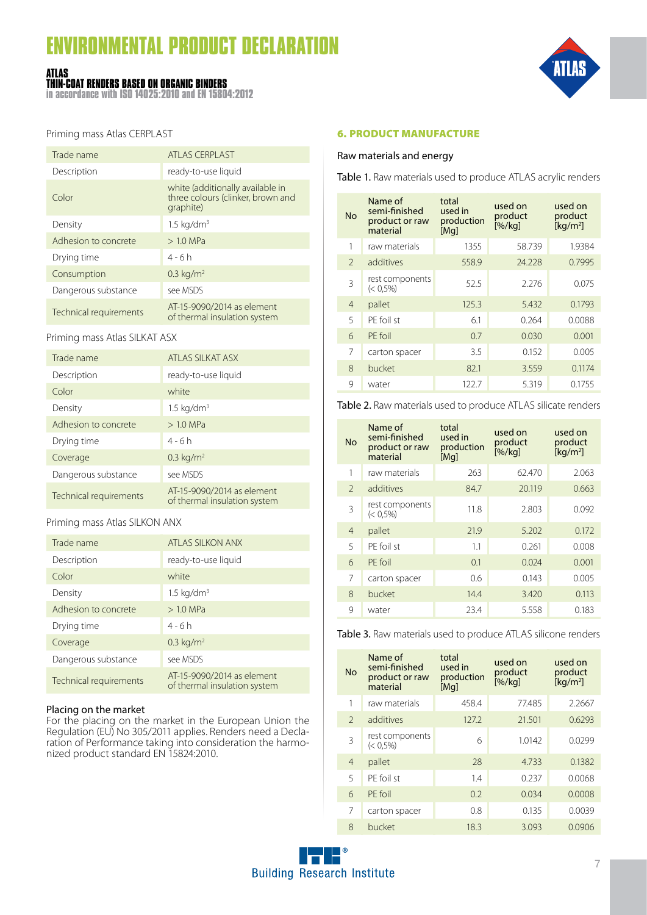Priming mass Atlas CERPLAST

| Trade name | ATLAS CERPLAST |
|---|---|
| Description | ready-to-use liquid |
| Color | white (additionally available in three colours (clinker, brown and graphite) |
| Density | 1.5 kg/dm³ |
| Adhesion to concrete | > 1.0 MPa |
| Drying time | 4 - 6 h |
| Consumption | 0.3 kg/m² |
| Dangerous substance | see MSDS |
| Technical requirements | AT-15-9090/2014 as element of thermal insulation system |

Priming mass Atlas SILKAT ASX

| Trade name | ATLAS SILKAT ASX |
|---|---|
| Description | ready-to-use liquid |
| Color | white |
| Density | 1.5 kg/dm³ |
| Adhesion to concrete | > 1.0 MPa |
| Drying time | 4 - 6 h |
| Coverage | 0.3 kg/m² |
| Dangerous substance | see MSDS |
| Technical requirements | AT-15-9090/2014 as element of thermal insulation system |

Priming mass Atlas SILKON ANX

| Trade name | ATLAS SILKON ANX |
|---|---|
| Description | ready-to-use liquid |
| Color | white |
| Density | 1.5 kg/dm³ |
| Adhesion to concrete | > 1.0 MPa |
| Drying time | 4 - 6 h |
| Coverage | 0.3 kg/m² |
| Dangerous substance | see MSDS |
| Technical requirements | AT-15-9090/2014 as element of thermal insulation system |

**Placing on the market**

For the placing on the market in the European Union the Regulation (EU) No 305/2011 applies. Renders need a Declaration of Performance taking into consideration the harmonized product standard EN 15824:2010.

## 6. PRODUCT MANUFACTURE

Raw materials and energy

**Table 1.** Raw materials used to produce ATLAS acrylic renders

| No | Name of semi-finished product or raw material | total used in production [Mg] | used on product [%/kg] | used on product [kg/m²] |
|---|---|---|---|---|
| 1 | raw materials | 1355 | 58.739 | 1.9384 |
| 2 | additives | 558.9 | 24.228 | 0.7995 |
| 3 | rest components (< 0,5%) | 52.5 | 2.276 | 0.075 |
| 4 | pallet | 125.3 | 5.432 | 0.1793 |
| 5 | PE foil st | 6.1 | 0.264 | 0.0088 |
| 6 | PE foil | 0.7 | 0.030 | 0.001 |
| 7 | carton spacer | 3.5 | 0.152 | 0.005 |
| 8 | bucket | 82.1 | 3.559 | 0.1174 |
| 9 | water | 122.7 | 5.319 | 0.1755 |

**Table 2.** Raw materials used to produce ATLAS silicate renders

| No | Name of semi-finished product or raw material | total used in production [Mg] | used on product [%/kg] | used on product [kg/m²] |
|---|---|---|---|---|
| 1 | raw materials | 263 | 62.470 | 2.063 |
| 2 | additives | 84.7 | 20.119 | 0.663 |
| 3 | rest components (< 0,5%) | 11.8 | 2.803 | 0.092 |
| 4 | pallet | 21.9 | 5.202 | 0.172 |
| 5 | PE foil st | 1.1 | 0.261 | 0.008 |
| 6 | PE foil | 0.1 | 0.024 | 0.001 |
| 7 | carton spacer | 0.6 | 0.143 | 0.005 |
| 8 | bucket | 14.4 | 3.420 | 0.113 |
| 9 | water | 23.4 | 5.558 | 0.183 |

**Table 3.** Raw materials used to produce ATLAS silicone renders

| No | Name of semi-finished product or raw material | total used in production [Mg] | used on product [%/kg] | used on product [kg/m²] |
|---|---|---|---|---|
| 1 | raw materials | 458.4 | 77.485 | 2.2667 |
| 2 | additives | 127.2 | 21.501 | 0.6293 |
| 3 | rest components (< 0,5%) | 6 | 1.0142 | 0.0299 |
| 4 | pallet | 28 | 4.733 | 0.1382 |
| 5 | PE foil st | 1.4 | 0.237 | 0.0068 |
| 6 | PE foil | 0.2 | 0.034 | 0.0008 |
| 7 | carton spacer | 0.8 | 0.135 | 0.0039 |
| 8 | bucket | 18.3 | 3.093 | 0.0906 |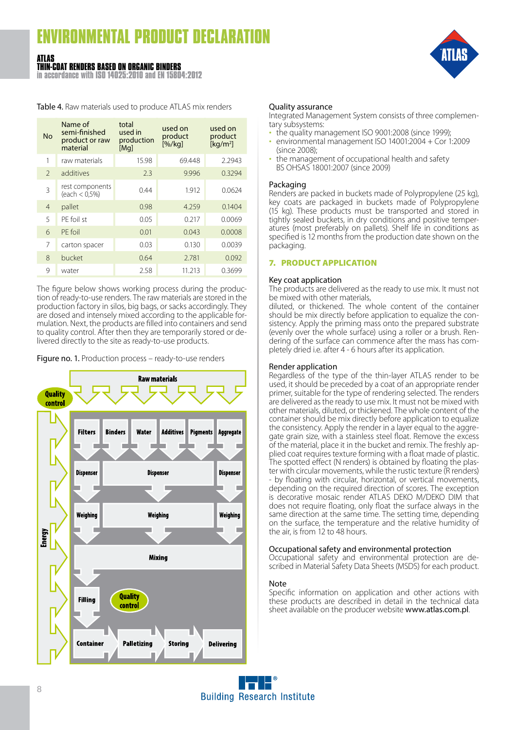Table 4. Raw materials used to produce ATLAS mix renders

| No | Name of semi-finished product or raw material | total used in production [Mg] | used on product [%/kg] | used on product [kg/m²] |
|---|---|---|---|---|
| 1 | raw materials | 15.98 | 69.448 | 2.2943 |
| 2 | additives | 2.3 | 9.996 | 0.3294 |
| 3 | rest components (each < 0,5%) | 0.44 | 1.912 | 0.0624 |
| 4 | pallet | 0.98 | 4.259 | 0.1404 |
| 5 | PE foil st | 0.05 | 0.217 | 0.0069 |
| 6 | PE foil | 0.01 | 0.043 | 0.0008 |
| 7 | carton spacer | 0.03 | 0.130 | 0.0039 |
| 8 | bucket | 0.64 | 2.781 | 0.092 |
| 9 | water | 2.58 | 11.213 | 0.3699 |

The figure below shows working process during the production of ready-to-use renders. The raw materials are stored in the production factory in silos, big bags, or sacks accordingly. They are dosed and intensely mixed according to the applicable formulation. Next, the products are filled into containers and send to quality control. After then they are temporarily stored or delivered directly to the site as ready-to-use products.

Figure no. 1. Production process – ready-to-use renders

Raw materials → Filters, Binders, Water, Additives, Pigments, Aggregate → Dispenser → Weighing → Mixing → Filling → Container → Palletizing → Storing → Delivering (Quality control; Energy)

### Quality assurance

Integrated Management System consists of three complementary subsystems:

- the quality management ISO 9001:2008 (since 1999);
- environmental management ISO 14001:2004 + Cor 1:2009 (since 2008);
- the management of occupational health and safety BS OHSAS 18001:2007 (since 2009)

### Packaging

Renders are packed in buckets made of Polypropylene (25 kg), key coats are packaged in buckets made of Polypropylene (15 kg). These products must be transported and stored in tightly sealed buckets, in dry conditions and positive temperatures (most preferably on pallets). Shelf life in conditions as specified is 12 months from the production date shown on the packaging.

## 7. PRODUCT APPLICATION

### Key coat application

The products are delivered as the ready to use mix. It must not be mixed with other materials,
diluted, or thickened. The whole content of the container should be mix directly before application to equalize the consistency. Apply the priming mass onto the prepared substrate (evenly over the whole surface) using a roller or a brush. Rendering of the surface can commence after the mass has completely dried i.e. after 4 - 6 hours after its application.

### Render application

Regardless of the type of the thin-layer ATLAS render to be used, it should be preceded by a coat of an appropriate render primer, suitable for the type of rendering selected. The renders are delivered as the ready to use mix. It must not be mixed with other materials, diluted, or thickened. The whole content of the container should be mix directly before application to equalize the consistency. Apply the render in a layer equal to the aggregate grain size, with a stainless steel float. Remove the excess of the material, place it in the bucket and remix. The freshly applied coat requires texture forming with a float made of plastic. The spotted effect (N renders) is obtained by floating the plaster with circular movements, while the rustic texture (R renders) - by floating with circular, horizontal, or vertical movements, depending on the required direction of scores. The exception is decorative mosaic render ATLAS DEKO M/DEKO DIM that does not require floating, only float the surface always in the same direction at the same time. The setting time, depending on the surface, the temperature and the relative humidity of the air, is from 12 to 48 hours.

### Occupational safety and environmental protection

Occupational safety and environmental protection are described in Material Safety Data Sheets (MSDS) for each product.

### Note

Specific information on application and other actions with these products are described in detail in the technical data sheet available on the producer website **www.atlas.com.pl**.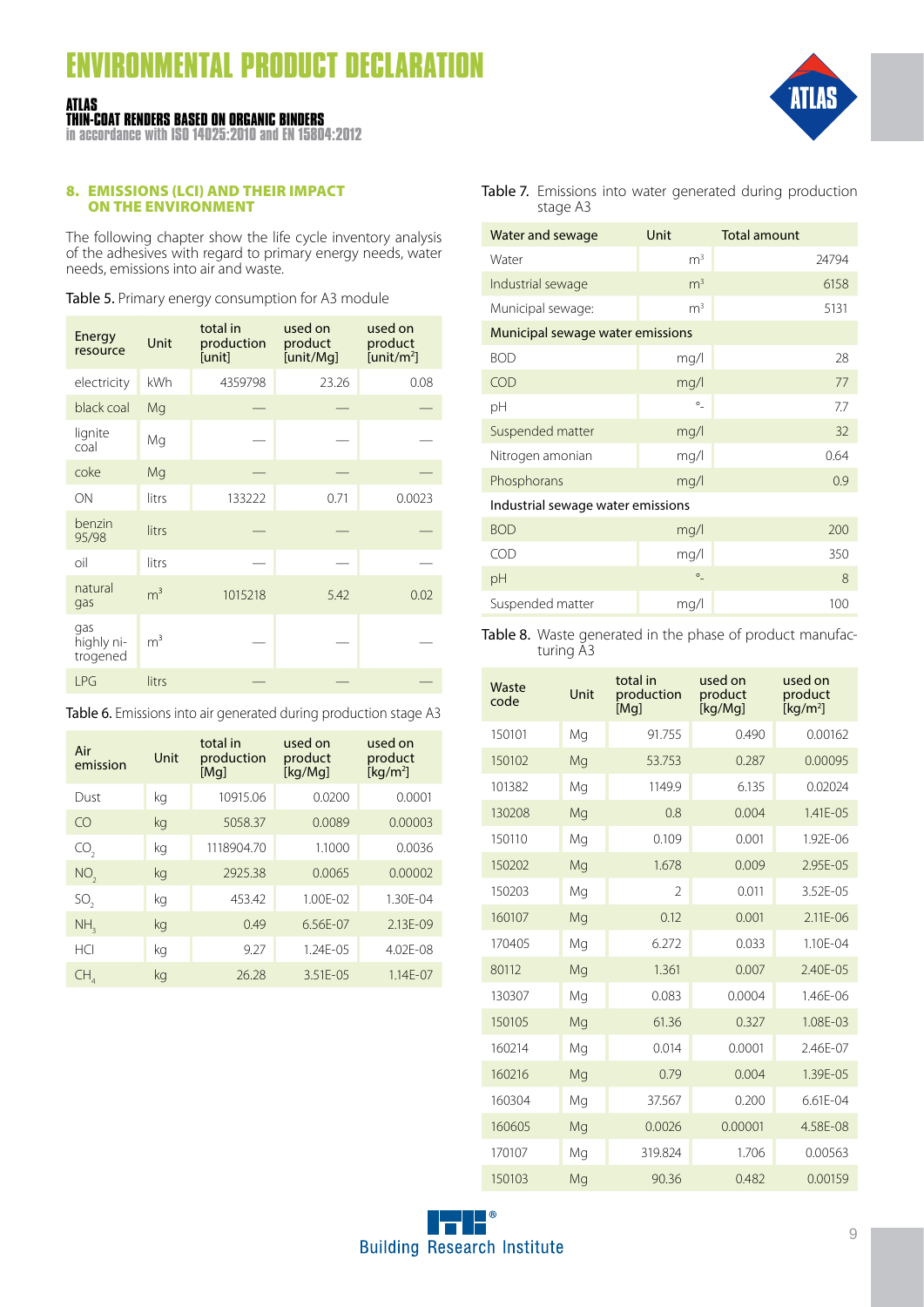## 8. EMISSIONS (LCI) AND THEIR IMPACT ON THE ENVIRONMENT

The following chapter show the life cycle inventory analysis of the adhesives with regard to primary energy needs, water needs, emissions into air and waste.

Table 5. Primary energy consumption for A3 module

| Energy resource | Unit | total in production [unit] | used on product [unit/Mg] | used on product [unit/m²] |
|---|---|---|---|---|
| electricity | kWh | 4359798 | 23.26 | 0.08 |
| black coal | Mg | — | — | — |
| lignite coal | Mg | — | — | — |
| coke | Mg | — | — | — |
| ON | litrs | 133222 | 0.71 | 0.0023 |
| benzin 95/98 | litrs | — | — | — |
| oil | litrs | — | — | — |
| natural gas | m³ | 1015218 | 5.42 | 0.02 |
| gas highly nitrogened | m³ | — | — | — |
| LPG | litrs | — | — | — |

Table 6. Emissions into air generated during production stage A3

| Air emission | Unit | total in production [Mg] | used on product [kg/Mg] | used on product [kg/m²] |
|---|---|---|---|---|
| Dust | kg | 10915.06 | 0.0200 | 0.0001 |
| CO | kg | 5058.37 | 0.0089 | 0.00003 |
| $CO_2$ | kg | 1118904.70 | 1.1000 | 0.0036 |
| $NO_2$ | kg | 2925.38 | 0.0065 | 0.00002 |
| $SO_2$ | kg | 453.42 | 1.00E-02 | 1.30E-04 |
| $NH_3$ | kg | 0.49 | 6.56E-07 | 2.13E-09 |
| HCl | kg | 9.27 | 1.24E-05 | 4.02E-08 |
| $CH_4$ | kg | 26.28 | 3.51E-05 | 1.14E-07 |

Table 7. Emissions into water generated during production stage A3

| Water and sewage | Unit | Total amount |
|---|---|---|
| Water | m³ | 24794 |
| Industrial sewage | m³ | 6158 |
| Municipal sewage: | m³ | 5131 |
| Municipal sewage water emissions | | |
| BOD | mg/l | 28 |
| COD | mg/l | 77 |
| pH | °- | 7.7 |
| Suspended matter | mg/l | 32 |
| Nitrogen amonian | mg/l | 0.64 |
| Phosphorans | mg/l | 0.9 |
| Industrial sewage water emissions | | |
| BOD | mg/l | 200 |
| COD | mg/l | 350 |
| pH | °- | 8 |
| Suspended matter | mg/l | 100 |

Table 8. Waste generated in the phase of product manufacturing A3

| Waste code | Unit | total in production [Mg] | used on product [kg/Mg] | used on product [kg/m²] |
|---|---|---|---|---|
| 150101 | Mg | 91.755 | 0.490 | 0.00162 |
| 150102 | Mg | 53.753 | 0.287 | 0.00095 |
| 101382 | Mg | 1149.9 | 6.135 | 0.02024 |
| 130208 | Mg | 0.8 | 0.004 | 1.41E-05 |
| 150110 | Mg | 0.109 | 0.001 | 1.92E-06 |
| 150202 | Mg | 1.678 | 0.009 | 2.95E-05 |
| 150203 | Mg | 2 | 0.011 | 3.52E-05 |
| 160107 | Mg | 0.12 | 0.001 | 2.11E-06 |
| 170405 | Mg | 6.272 | 0.033 | 1.10E-04 |
| 80112 | Mg | 1.361 | 0.007 | 2.40E-05 |
| 130307 | Mg | 0.083 | 0.0004 | 1.46E-06 |
| 150105 | Mg | 61.36 | 0.327 | 1.08E-03 |
| 160214 | Mg | 0.014 | 0.0001 | 2.46E-07 |
| 160216 | Mg | 0.79 | 0.004 | 1.39E-05 |
| 160304 | Mg | 37.567 | 0.200 | 6.61E-04 |
| 160605 | Mg | 0.0026 | 0.00001 | 4.58E-08 |
| 170107 | Mg | 319.824 | 1.706 | 0.00563 |
| 150103 | Mg | 90.36 | 0.482 | 0.00159 |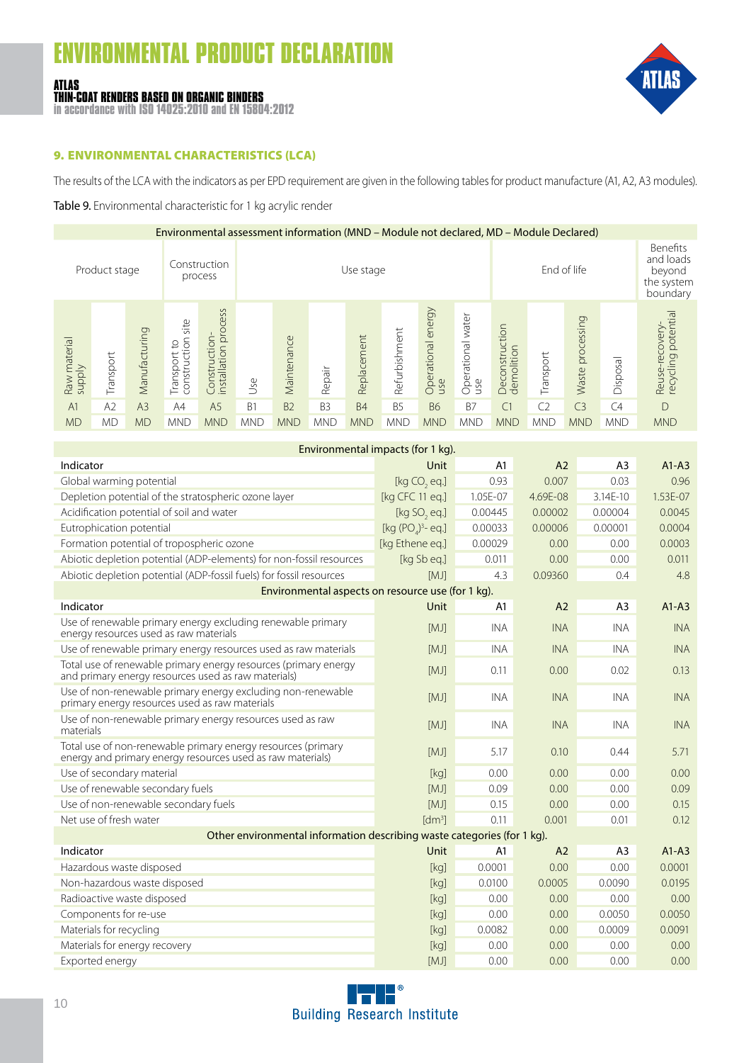## 9. ENVIRONMENTAL CHARACTERISTICS (LCA)

The results of the LCA with the indicators as per EPD requirement are given in the following tables for product manufacture (A1, A2, A3 modules).

**Table 9.** Environmental characteristic for 1 kg acrylic render

| Environmental assessment information (MND – Module not declared, MD – Module Declared) | | | | | | | | | | | | | | | | |
|---|---|---|---|---|---|---|---|---|---|---|---|---|---|---|---|---|
| Product stage | | | Construction process | | Use stage | | | | | | | End of life | | | | Benefits and loads beyond the system boundary |
| Raw material supply | Transport | Manufacturing | Transport to construction site | Construction-installation process | Use | Maintenance | Repair | Replacement | Refurbishment | Operational energy use | Operational water use | Deconstruction demolition | Transport | Waste processing | Disposal | Reuse-recovery-recycling potential |
| A1 | A2 | A3 | A4 | A5 | B1 | B2 | B3 | B4 | B5 | B6 | B7 | C1 | C2 | C3 | C4 | D |
| MD | MD | MD | MND | MND | MND | MND | MND | MND | MND | MND | MND | MND | MND | MND | MND | MND |

| Environmental impacts (for 1 kg). | | | | | |
|---|---|---|---|---|---|
| Indicator | Unit | A1 | A2 | A3 | A1-A3 |
| Global warming potential | [kg $CO_2$ eq.] | 0.93 | 0.007 | 0.03 | 0.96 |
| Depletion potential of the stratospheric ozone layer | [kg CFC 11 eq.] | 1.05E-07 | 4.69E-08 | 3.14E-10 | 1.53E-07 |
| Acidification potential of soil and water | [kg $SO_2$ eq.] | 0.00445 | 0.00002 | 0.00004 | 0.0045 |
| Eutrophication potential | [kg $(PO_4)^{3-}$ eq.] | 0.00033 | 0.00006 | 0.00001 | 0.0004 |
| Formation potential of tropospheric ozone | [kg Ethene eq.] | 0.00029 | 0.00 | 0.00 | 0.0003 |
| Abiotic depletion potential (ADP-elements) for non-fossil resources | [kg Sb eq.] | 0.011 | 0.00 | 0.00 | 0.011 |
| Abiotic depletion potential (ADP-fossil fuels) for fossil resources | [MJ] | 4.3 | 0.09360 | 0.4 | 4.8 |
| **Environmental aspects on resource use (for 1 kg).** | | | | | |
| Indicator | Unit | A1 | A2 | A3 | A1-A3 |
| Use of renewable primary energy excluding renewable primary energy resources used as raw materials | [MJ] | INA | INA | INA | INA |
| Use of renewable primary energy resources used as raw materials | [MJ] | INA | INA | INA | INA |
| Total use of renewable primary energy resources (primary energy and primary energy resources used as raw materials) | [MJ] | 0.11 | 0.00 | 0.02 | 0.13 |
| Use of non-renewable primary energy excluding non-renewable primary energy resources used as raw materials | [MJ] | INA | INA | INA | INA |
| Use of non-renewable primary energy resources used as raw materials | [MJ] | INA | INA | INA | INA |
| Total use of non-renewable primary energy resources (primary energy and primary energy resources used as raw materials) | [MJ] | 5.17 | 0.10 | 0.44 | 5.71 |
| Use of secondary material | [kg] | 0.00 | 0.00 | 0.00 | 0.00 |
| Use of renewable secondary fuels | [MJ] | 0.09 | 0.00 | 0.00 | 0.09 |
| Use of non-renewable secondary fuels | [MJ] | 0.15 | 0.00 | 0.00 | 0.15 |
| Net use of fresh water | [dm³] | 0.11 | 0.001 | 0.01 | 0.12 |
| **Other environmental information describing waste categories (for 1 kg).** | | | | | |
| Indicator | Unit | A1 | A2 | A3 | A1-A3 |
| Hazardous waste disposed | [kg] | 0.0001 | 0.00 | 0.00 | 0.0001 |
| Non-hazardous waste disposed | [kg] | 0.0100 | 0.0005 | 0.0090 | 0.0195 |
| Radioactive waste disposed | [kg] | 0.00 | 0.00 | 0.00 | 0.00 |
| Components for re-use | [kg] | 0.00 | 0.00 | 0.0050 | 0.0050 |
| Materials for recycling | [kg] | 0.0082 | 0.00 | 0.0009 | 0.0091 |
| Materials for energy recovery | [kg] | 0.00 | 0.00 | 0.00 | 0.00 |
| Exported energy | [MJ] | 0.00 | 0.00 | 0.00 | 0.00 |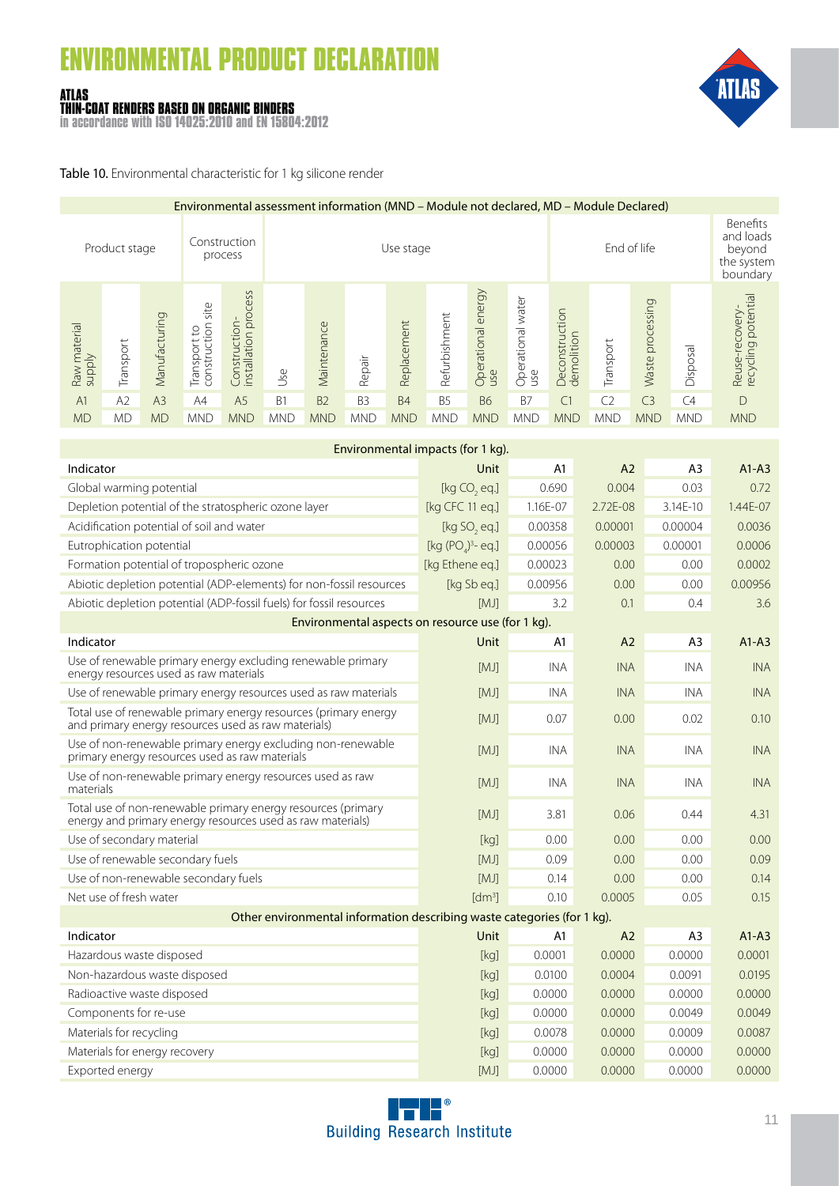# ENVIRONMENTAL PRODUCT DECLARATION

**ATLAS**
**THIN-COAT RENDERS BASED ON ORGANIC BINDERS**
in accordance with ISO 14025:2010 and EN 15804:2012

**Table 10.** Environmental characteristic for 1 kg silicone render

| Environmental assessment information (MND – Module not declared, MD – Module Declared) | | | | | | | | | | | | | | | | |
|---|---|---|---|---|---|---|---|---|---|---|---|---|---|---|---|---|
| Product stage | | | Construction process | | Use stage | | | | | | | End of life | | | | Benefits and loads beyond the system boundary |
| Raw material supply | Transport | Manufacturing | Transport to construction site | Construction-installation process | Use | Maintenance | Repair | Replacement | Refurbishment | Operational energy use | Operational water use | Deconstruction demolition | Transport | Waste processing | Disposal | Reuse-recovery-recycling potential |
| A1 | A2 | A3 | A4 | A5 | B1 | B2 | B3 | B4 | B5 | B6 | B7 | C1 | C2 | C3 | C4 | D |
| MD | MD | MD | MND | MND | MND | MND | MND | MND | MND | MND | MND | MND | MND | MND | MND | MND |

| Environmental impacts (for 1 kg). | | | | | |
|---|---|---|---|---|---|
| Indicator | Unit | A1 | A2 | A3 | A1-A3 |
| Global warming potential | [kg $CO_2$ eq.] | 0.690 | 0.004 | 0.03 | 0.72 |
| Depletion potential of the stratospheric ozone layer | [kg CFC 11 eq.] | 1.16E-07 | 2.72E-08 | 3.14E-10 | 1.44E-07 |
| Acidification potential of soil and water | [kg $SO_2$ eq.] | 0.00358 | 0.00001 | 0.00004 | 0.0036 |
| Eutrophication potential | [kg $(PO_4)^{3-}$ eq.] | 0.00056 | 0.00003 | 0.00001 | 0.0006 |
| Formation potential of tropospheric ozone | [kg Ethene eq.] | 0.00023 | 0.00 | 0.00 | 0.0002 |
| Abiotic depletion potential (ADP-elements) for non-fossil resources | [kg Sb eq.] | 0.00956 | 0.00 | 0.00 | 0.00956 |
| Abiotic depletion potential (ADP-fossil fuels) for fossil resources | [MJ] | 3.2 | 0.1 | 0.4 | 3.6 |
| **Environmental aspects on resource use (for 1 kg).** | | | | | |
| Indicator | Unit | A1 | A2 | A3 | A1-A3 |
| Use of renewable primary energy excluding renewable primary energy resources used as raw materials | [MJ] | INA | INA | INA | INA |
| Use of renewable primary energy resources used as raw materials | [MJ] | INA | INA | INA | INA |
| Total use of renewable primary energy resources (primary energy and primary energy resources used as raw materials) | [MJ] | 0.07 | 0.00 | 0.02 | 0.10 |
| Use of non-renewable primary energy excluding non-renewable primary energy resources used as raw materials | [MJ] | INA | INA | INA | INA |
| Use of non-renewable primary energy resources used as raw materials | [MJ] | INA | INA | INA | INA |
| Total use of non-renewable primary energy resources (primary energy and primary energy resources used as raw materials) | [MJ] | 3.81 | 0.06 | 0.44 | 4.31 |
| Use of secondary material | [kg] | 0.00 | 0.00 | 0.00 | 0.00 |
| Use of renewable secondary fuels | [MJ] | 0.09 | 0.00 | 0.00 | 0.09 |
| Use of non-renewable secondary fuels | [MJ] | 0.14 | 0.00 | 0.00 | 0.14 |
| Net use of fresh water | [dm$^3$] | 0.10 | 0.0005 | 0.05 | 0.15 |
| **Other environmental information describing waste categories (for 1 kg).** | | | | | |
| Indicator | Unit | A1 | A2 | A3 | A1-A3 |
| Hazardous waste disposed | [kg] | 0.0001 | 0.0000 | 0.0000 | 0.0001 |
| Non-hazardous waste disposed | [kg] | 0.0100 | 0.0004 | 0.0091 | 0.0195 |
| Radioactive waste disposed | [kg] | 0.0000 | 0.0000 | 0.0000 | 0.0000 |
| Components for re-use | [kg] | 0.0000 | 0.0000 | 0.0049 | 0.0049 |
| Materials for recycling | [kg] | 0.0078 | 0.0000 | 0.0009 | 0.0087 |
| Materials for energy recovery | [kg] | 0.0000 | 0.0000 | 0.0000 | 0.0000 |
| Exported energy | [MJ] | 0.0000 | 0.0000 | 0.0000 | 0.0000 |

Building Research Institute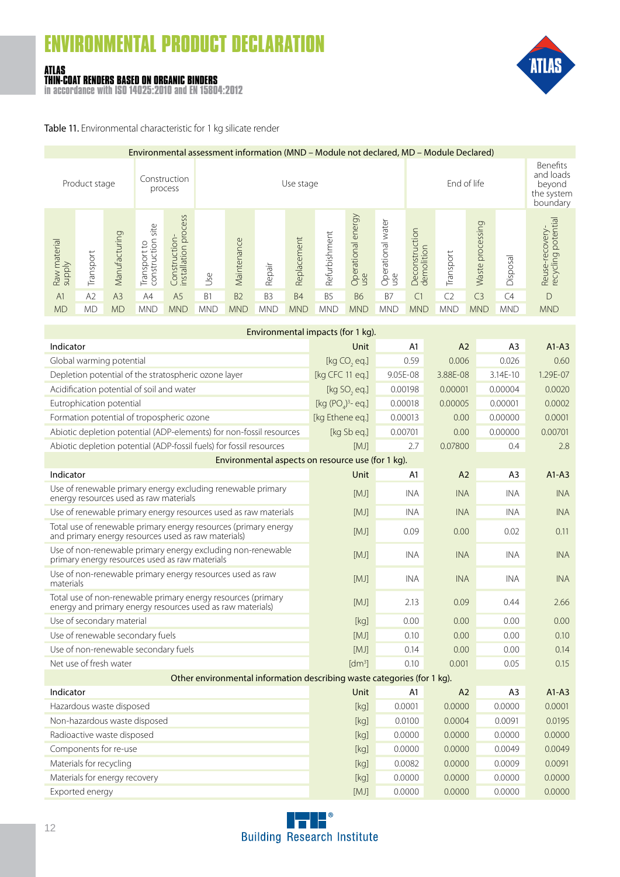# ENVIRONMENTAL PRODUCT DECLARATION

**ATLAS**
**THIN-COAT RENDERS BASED ON ORGANIC BINDERS**
in accordance with ISO 14025:2010 and EN 15804:2012

**Table 11.** Environmental characteristic for 1 kg silicate render

| Environmental assessment information (MND – Module not declared, MD – Module Declared) | | | | | | | | | | | | | | | | |
|---|---|---|---|---|---|---|---|---|---|---|---|---|---|---|---|---|
| Product stage | | | Construction process | | Use stage | | | | | | | End of life | | | | Benefits and loads beyond the system boundary |
| Raw material supply | Transport | Manufacturing | Transport to construction site | Construction-installation process | Use | Maintenance | Repair | Replacement | Refurbishment | Operational energy use | Operational water use | Deconstruction demolition | Transport | Waste processing | Disposal | Reuse-recovery-recycling potential |
| A1 | A2 | A3 | A4 | A5 | B1 | B2 | B3 | B4 | B5 | B6 | B7 | C1 | C2 | C3 | C4 | D |
| MD | MD | MD | MND | MND | MND | MND | MND | MND | MND | MND | MND | MND | MND | MND | MND | MND |

| Environmental impacts (for 1 kg). | | | | | |
|---|---|---|---|---|---|
| Indicator | Unit | A1 | A2 | A3 | A1-A3 |
| Global warming potential | [kg $CO_2$ eq.] | 0.59 | 0.006 | 0.026 | 0.60 |
| Depletion potential of the stratospheric ozone layer | [kg CFC 11 eq.] | 9.05E-08 | 3.88E-08 | 3.14E-10 | 1.29E-07 |
| Acidification potential of soil and water | [kg $SO_2$ eq.] | 0.00198 | 0.00001 | 0.00004 | 0.0020 |
| Eutrophication potential | [kg $(PO_4)^{3-}$- eq.] | 0.00018 | 0.00005 | 0.00001 | 0.0002 |
| Formation potential of tropospheric ozone | [kg Ethene eq.] | 0.00013 | 0.00 | 0.00000 | 0.0001 |
| Abiotic depletion potential (ADP-elements) for non-fossil resources | [kg Sb eq.] | 0.00701 | 0.00 | 0.00000 | 0.00701 |
| Abiotic depletion potential (ADP-fossil fuels) for fossil resources | [MJ] | 2.7 | 0.07800 | 0.4 | 2.8 |
| **Environmental aspects on resource use (for 1 kg).** | | | | | |
| Indicator | Unit | A1 | A2 | A3 | A1-A3 |
| Use of renewable primary energy excluding renewable primary energy resources used as raw materials | [MJ] | INA | INA | INA | INA |
| Use of renewable primary energy resources used as raw materials | [MJ] | INA | INA | INA | INA |
| Total use of renewable primary energy resources (primary energy and primary energy resources used as raw materials) | [MJ] | 0.09 | 0.00 | 0.02 | 0.11 |
| Use of non-renewable primary energy excluding non-renewable primary energy resources used as raw materials | [MJ] | INA | INA | INA | INA |
| Use of non-renewable primary energy resources used as raw materials | [MJ] | INA | INA | INA | INA |
| Total use of non-renewable primary energy resources (primary energy and primary energy resources used as raw materials) | [MJ] | 2.13 | 0.09 | 0.44 | 2.66 |
| Use of secondary material | [kg] | 0.00 | 0.00 | 0.00 | 0.00 |
| Use of renewable secondary fuels | [MJ] | 0.10 | 0.00 | 0.00 | 0.10 |
| Use of non-renewable secondary fuels | [MJ] | 0.14 | 0.00 | 0.00 | 0.14 |
| Net use of fresh water | [$dm^3$] | 0.10 | 0.001 | 0.05 | 0.15 |
| **Other environmental information describing waste categories (for 1 kg).** | | | | | |
| Indicator | Unit | A1 | A2 | A3 | A1-A3 |
| Hazardous waste disposed | [kg] | 0.0001 | 0.0000 | 0.0000 | 0.0001 |
| Non-hazardous waste disposed | [kg] | 0.0100 | 0.0004 | 0.0091 | 0.0195 |
| Radioactive waste disposed | [kg] | 0.0000 | 0.0000 | 0.0000 | 0.0000 |
| Components for re-use | [kg] | 0.0000 | 0.0000 | 0.0049 | 0.0049 |
| Materials for recycling | [kg] | 0.0082 | 0.0000 | 0.0009 | 0.0091 |
| Materials for energy recovery | [kg] | 0.0000 | 0.0000 | 0.0000 | 0.0000 |
| Exported energy | [MJ] | 0.0000 | 0.0000 | 0.0000 | 0.0000 |

Building Research Institute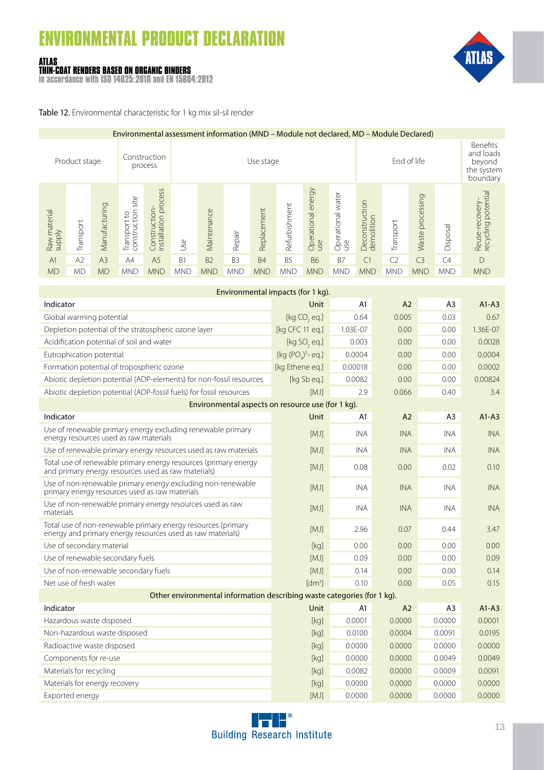Table 12. Environmental characteristic for 1 kg mix sil-sil render

| Environmental assessment information (MND – Module not declared, MD – Module Declared) | | | | | | | | | | | | | | | | |
|---|---|---|---|---|---|---|---|---|---|---|---|---|---|---|---|---|
| Product stage | | | Construction process | | Use stage | | | | | | | End of life | | | | Benefits and loads beyond the system boundary |
| Raw material supply | Transport | Manufacturing | Transport to construction site | Construction-installation process | Use | Maintenance | Repair | Replacement | Refurbishment | Operational energy use | Operational water use | Deconstruction demolition | Transport | Waste processing | Disposal | Reuse-recovery-recycling potential |
| A1 | A2 | A3 | A4 | A5 | B1 | B2 | B3 | B4 | B5 | B6 | B7 | C1 | C2 | C3 | C4 | D |
| MD | MD | MD | MND | MND | MND | MND | MND | MND | MND | MND | MND | MND | MND | MND | MND | MND |

| Environmental impacts (for 1 kg). | | | | | |
|---|---|---|---|---|---|
| Indicator | Unit | A1 | A2 | A3 | A1-A3 |
| Global warming potential | [kg $CO_2$ eq.] | 0.64 | 0.005 | 0.03 | 0.67 |
| Depletion potential of the stratospheric ozone layer | [kg CFC 11 eq.] | 1.03E-07 | 0.00 | 0.00 | 1.36E-07 |
| Acidification potential of soil and water | [kg $SO_2$ eq.] | 0.003 | 0.00 | 0.00 | 0.0028 |
| Eutrophication potential | [kg $(PO_4)^{3-}$ eq.] | 0.0004 | 0.00 | 0.00 | 0.0004 |
| Formation potential of tropospheric ozone | [kg Ethene eq.] | 0.00018 | 0.00 | 0.00 | 0.0002 |
| Abiotic depletion potential (ADP-elements) for non-fossil resources | [kg Sb eq.] | 0.0082 | 0.00 | 0.00 | 0.00824 |
| Abiotic depletion potential (ADP-fossil fuels) for fossil resources | [MJ] | 2.9 | 0.066 | 0.40 | 3.4 |
| **Environmental aspects on resource use (for 1 kg).** | | | | | |
| Indicator | Unit | A1 | A2 | A3 | A1-A3 |
| Use of renewable primary energy excluding renewable primary energy resources used as raw materials | [MJ] | INA | INA | INA | INA |
| Use of renewable primary energy resources used as raw materials | [MJ] | INA | INA | INA | INA |
| Total use of renewable primary energy resources (primary energy and primary energy resources used as raw materials) | [MJ] | 0.08 | 0.00 | 0.02 | 0.10 |
| Use of non-renewable primary energy excluding non-renewable primary energy resources used as raw materials | [MJ] | INA | INA | INA | INA |
| Use of non-renewable primary energy resources used as raw materials | [MJ] | INA | INA | INA | INA |
| Total use of non-renewable primary energy resources (primary energy and primary energy resources used as raw materials) | [MJ] | 2.96 | 0.07 | 0.44 | 3.47 |
| Use of secondary material | [kg] | 0.00 | 0.00 | 0.00 | 0.00 |
| Use of renewable secondary fuels | [MJ] | 0.09 | 0.00 | 0.00 | 0.09 |
| Use of non-renewable secondary fuels | [MJ] | 0.14 | 0.00 | 0.00 | 0.14 |
| Net use of fresh water | [dm$^3$] | 0.10 | 0.00 | 0.05 | 0.15 |
| **Other environmental information describing waste categories (for 1 kg).** | | | | | |
| Indicator | Unit | A1 | A2 | A3 | A1-A3 |
| Hazardous waste disposed | [kg] | 0.0001 | 0.0000 | 0.0000 | 0.0001 |
| Non-hazardous waste disposed | [kg] | 0.0100 | 0.0004 | 0.0091 | 0.0195 |
| Radioactive waste disposed | [kg] | 0.0000 | 0.0000 | 0.0000 | 0.0000 |
| Components for re-use | [kg] | 0.0000 | 0.0000 | 0.0049 | 0.0049 |
| Materials for recycling | [kg] | 0.0082 | 0.0000 | 0.0009 | 0.0091 |
| Materials for energy recovery | [kg] | 0.0000 | 0.0000 | 0.0000 | 0.0000 |
| Exported energy | [MJ] | 0.0000 | 0.0000 | 0.0000 | 0.0000 |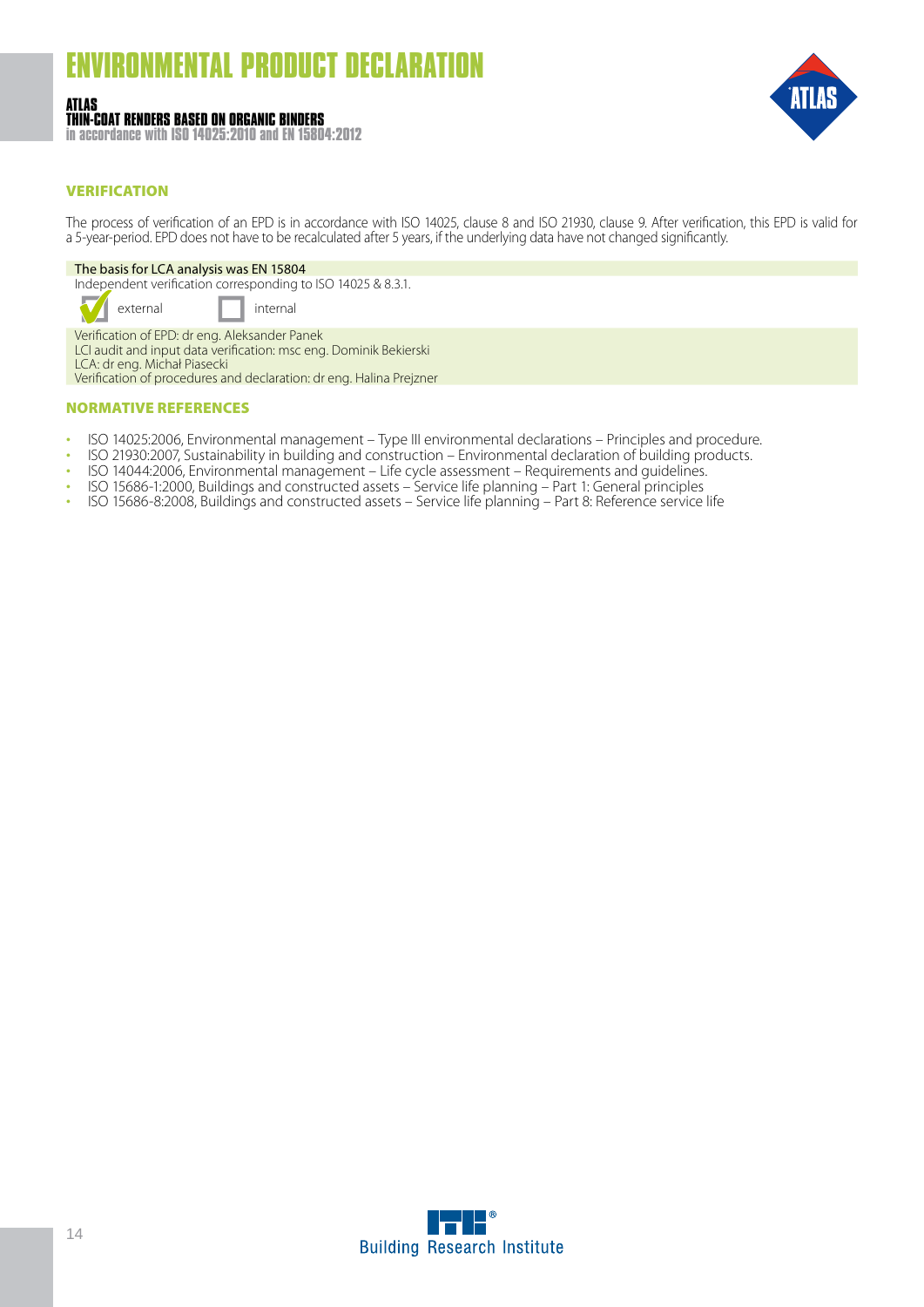## VERIFICATION

The process of verification of an EPD is in accordance with ISO 14025, clause 8 and ISO 21930, clause 9. After verification, this EPD is valid for a 5-year-period. EPD does not have to be recalculated after 5 years, if the underlying data have not changed significantly.

The basis for LCA analysis was EN 15804

Independent verification corresponding to ISO 14025 & 8.3.1.

- [x] external
- [ ] internal

Verification of EPD: dr eng. Aleksander Panek
LCI audit and input data verification: msc eng. Dominik Bekierski
LCA: dr eng. Michał Piasecki
Verification of procedures and declaration: dr eng. Halina Prejzner

## NORMATIVE REFERENCES

- ISO 14025:2006, Environmental management – Type III environmental declarations – Principles and procedure.
- ISO 21930:2007, Sustainability in building and construction – Environmental declaration of building products.
- ISO 14044:2006, Environmental management – Life cycle assessment – Requirements and guidelines.
- ISO 15686-1:2000, Buildings and constructed assets – Service life planning – Part 1: General principles
- ISO 15686-8:2008, Buildings and constructed assets – Service life planning – Part 8: Reference service life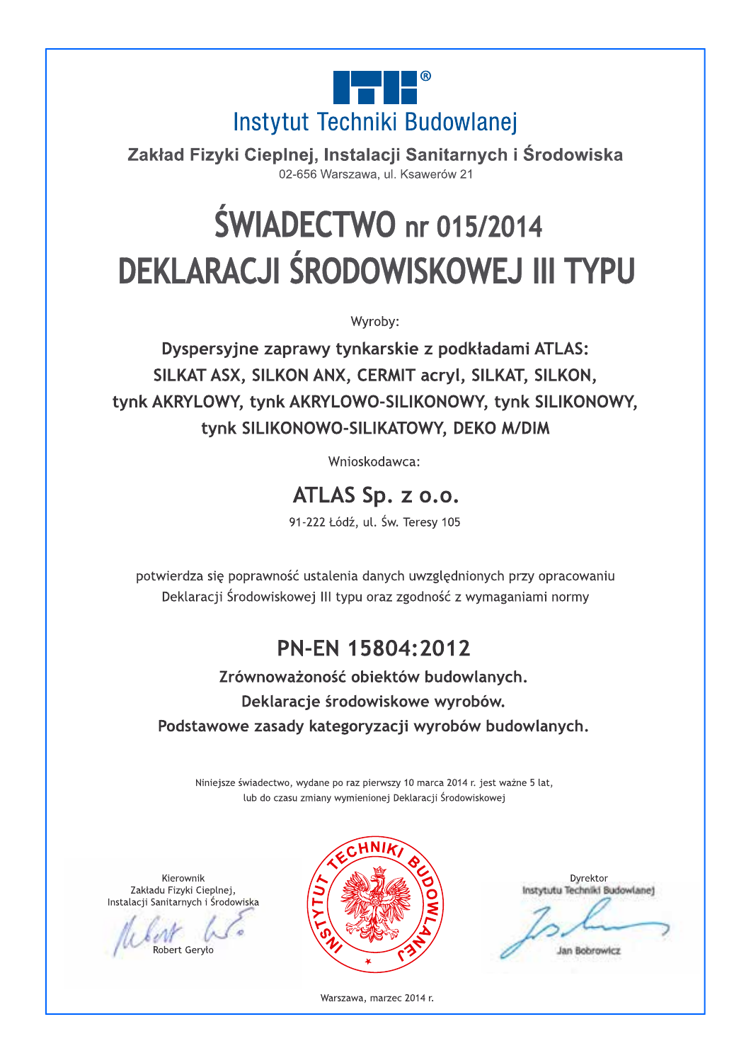Instytut Techniki Budowlanej

**Zakład Fizyki Cieplnej, Instalacji Sanitarnych i Środowiska**

02-656 Warszawa, ul. Ksawerów 21

# ŚWIADECTWO nr 015/2014 DEKLARACJI ŚRODOWISKOWEJ III TYPU

Wyroby:

**Dyspersyjne zaprawy tynkarskie z podkładami ATLAS:**
**SILKAT ASX, SILKON ANX, CERMIT acryl, SILKAT, SILKON,**
**tynk AKRYLOWY, tynk AKRYLOWO-SILIKONOWY, tynk SILIKONOWY,**
**tynk SILIKONOWO-SILIKATOWY, DEKO M/DIM**

Wnioskodawca:

## ATLAS Sp. z o.o.

91-222 Łódź, ul. Św. Teresy 105

potwierdza się poprawność ustalenia danych uwzględnionych przy opracowaniu Deklaracji Środowiskowej III typu oraz zgodność z wymaganiami normy

## PN-EN 15804:2012

**Zrównoważoność obiektów budowlanych.**
**Deklaracje środowiskowe wyrobów.**
**Podstawowe zasady kategoryzacji wyrobów budowlanych.**

Niniejsze świadectwo, wydane po raz pierwszy 10 marca 2014 r. jest ważne 5 lat, lub do czasu zmiany wymienionej Deklaracji Środowiskowej

Kierownik
Zakładu Fizyki Cieplnej,
Instalacji Sanitarnych i Środowiska
Robert Geryło

INSTYTUT TECHNIKI BUDOWLANEJ

Dyrektor
Instytutu Techniki Budowlanej
Jan Bobrowicz

Warszawa, marzec 2014 r.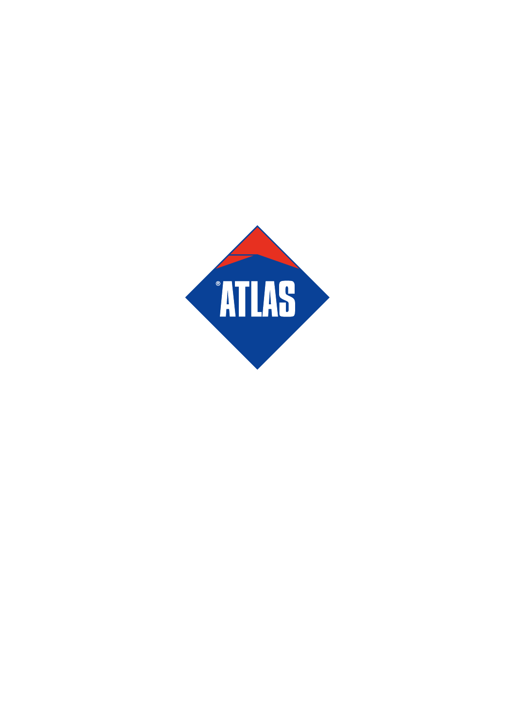®ATLAS